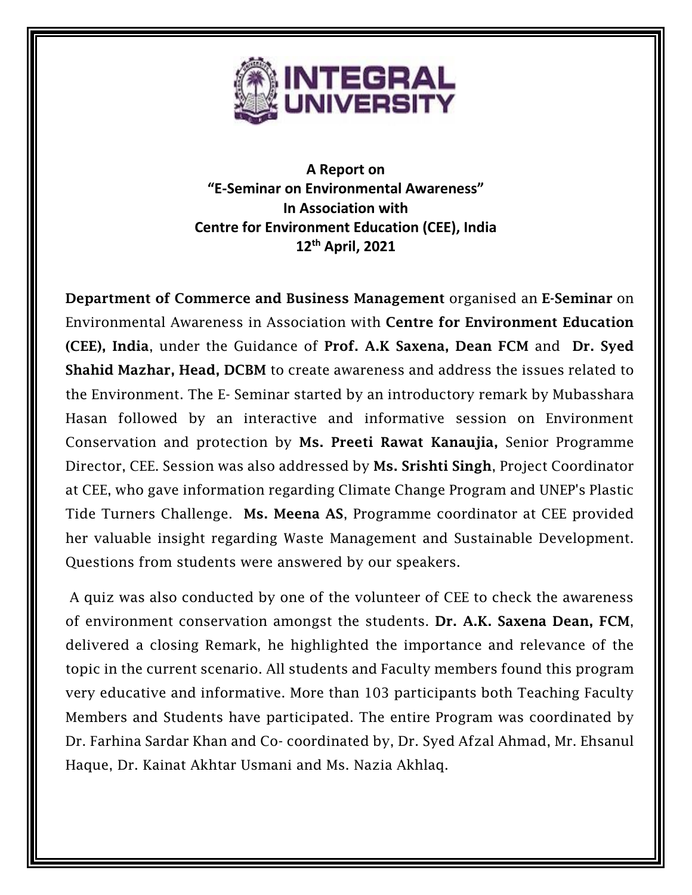**A Report on**
**"E-Seminar on Environmental Awareness"**
**In Association with**
**Centre for Environment Education (CEE), India**
**12th April, 2021**

**Department of Commerce and Business Management** organised an **E-Seminar** on Environmental Awareness in Association with **Centre for Environment Education (CEE), India**, under the Guidance of **Prof. A.K Saxena, Dean FCM** and **Dr. Syed Shahid Mazhar, Head, DCBM** to create awareness and address the issues related to the Environment. The E- Seminar started by an introductory remark by Mubasshara Hasan followed by an interactive and informative session on Environment Conservation and protection by **Ms. Preeti Rawat Kanaujia,** Senior Programme Director, CEE. Session was also addressed by **Ms. Srishti Singh**, Project Coordinator at CEE, who gave information regarding Climate Change Program and UNEP's Plastic Tide Turners Challenge. **Ms. Meena AS**, Programme coordinator at CEE provided her valuable insight regarding Waste Management and Sustainable Development. Questions from students were answered by our speakers.

A quiz was also conducted by one of the volunteer of CEE to check the awareness of environment conservation amongst the students. **Dr. A.K. Saxena Dean, FCM**, delivered a closing Remark, he highlighted the importance and relevance of the topic in the current scenario. All students and Faculty members found this program very educative and informative. More than 103 participants both Teaching Faculty Members and Students have participated. The entire Program was coordinated by Dr. Farhina Sardar Khan and Co- coordinated by, Dr. Syed Afzal Ahmad, Mr. Ehsanul Haque, Dr. Kainat Akhtar Usmani and Ms. Nazia Akhlaq.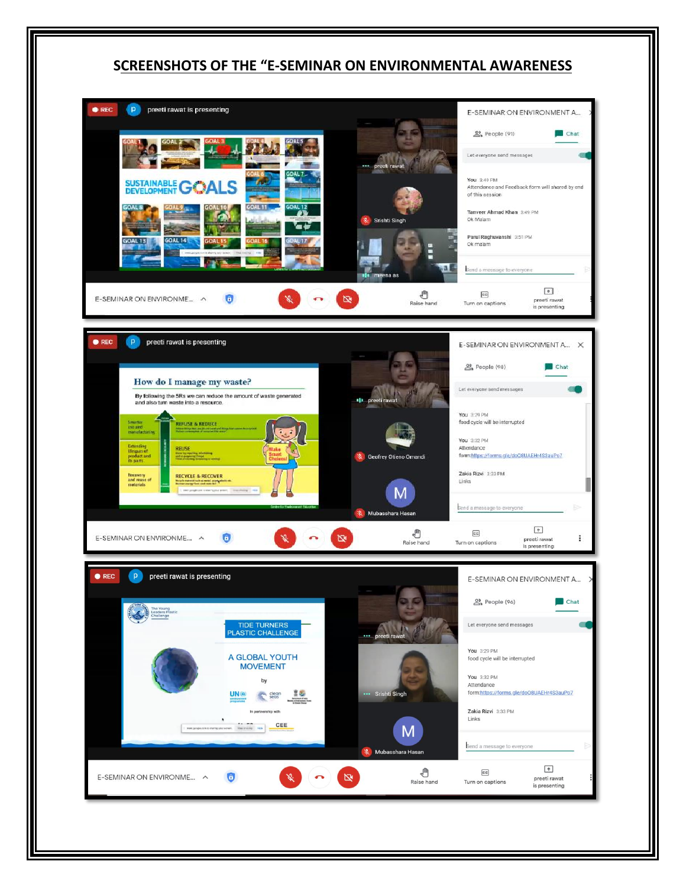## SCREENSHOTS OF THE "E-SEMINAR ON ENVIRONMENTAL AWARENESS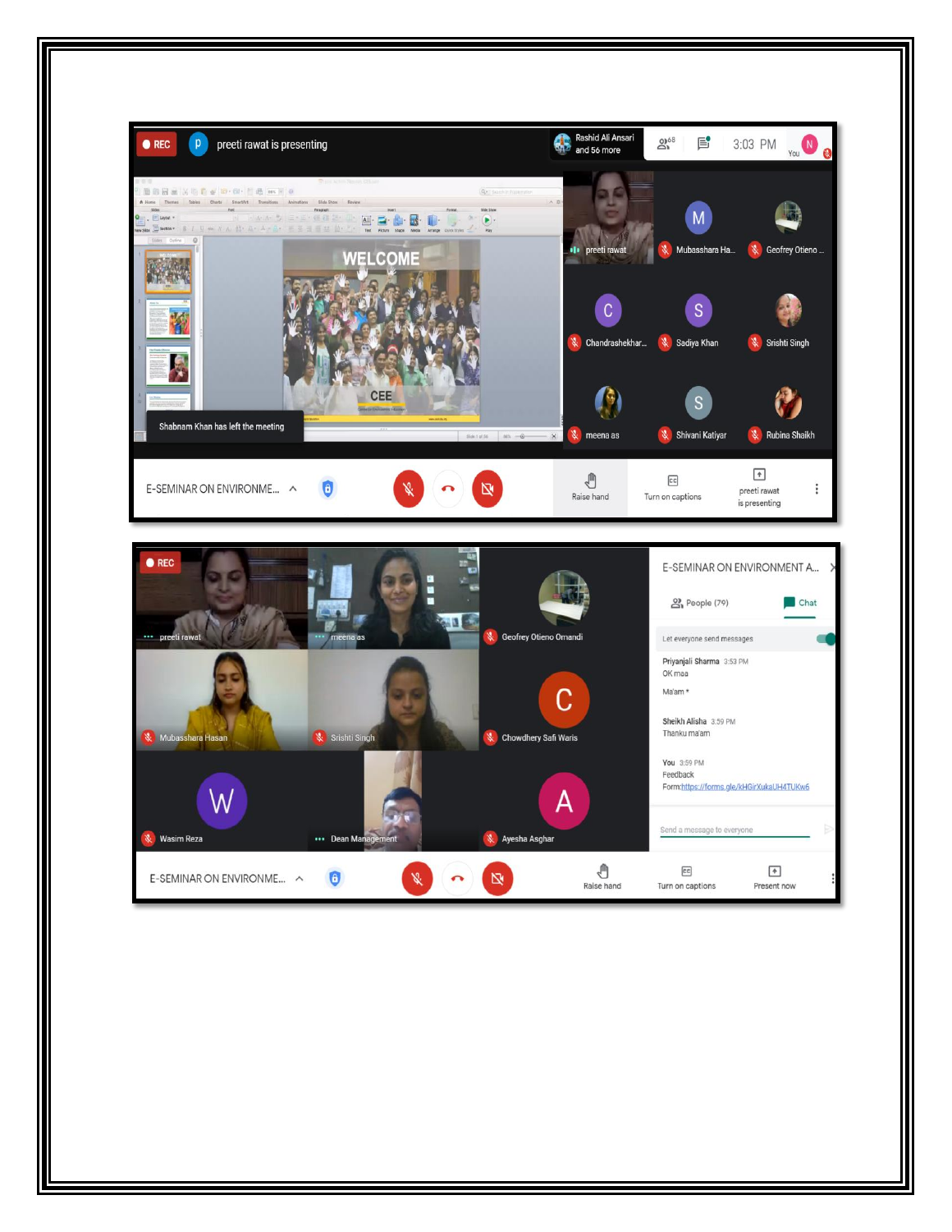REC

preeti rawat is presenting

Rashid Ali Ansari and 56 more

68

3:03 PM

You

WELCOME

CEE

preeti rawat

Mubasshara Ha...

Geofrey Otieno ...

Chandrashekhar...

Sadiya Khan

Srishti Singh

meena as

Shivani Katiyar

Rubina Shaikh

Shabnam Khan has left the meeting

E-SEMINAR ON ENVIRONME...

Raise hand

Turn on captions

preeti rawat is presenting

REC

preeti rawat

meena as

Geofrey Otieno Omandi

Mubasshara Hasan

Srishti Singh

Chowdhery Safi Waris

Wasim Reza

Dean Management

Ayesha Asghar

E-SEMINAR ON ENVIRONMENT A...

People (79)

Chat

Let everyone send messages

Priyanjali Sharma 3:53 PM

OK maa

Ma'am *

Sheikh Alisha 3:59 PM

Thanku ma'am

You 3:59 PM

Feedback

Form:https://forms.gle/kHGirXukaUH4TUKw6

Send a message to everyone

E-SEMINAR ON ENVIRONME...

Raise hand

Turn on captions

Present now